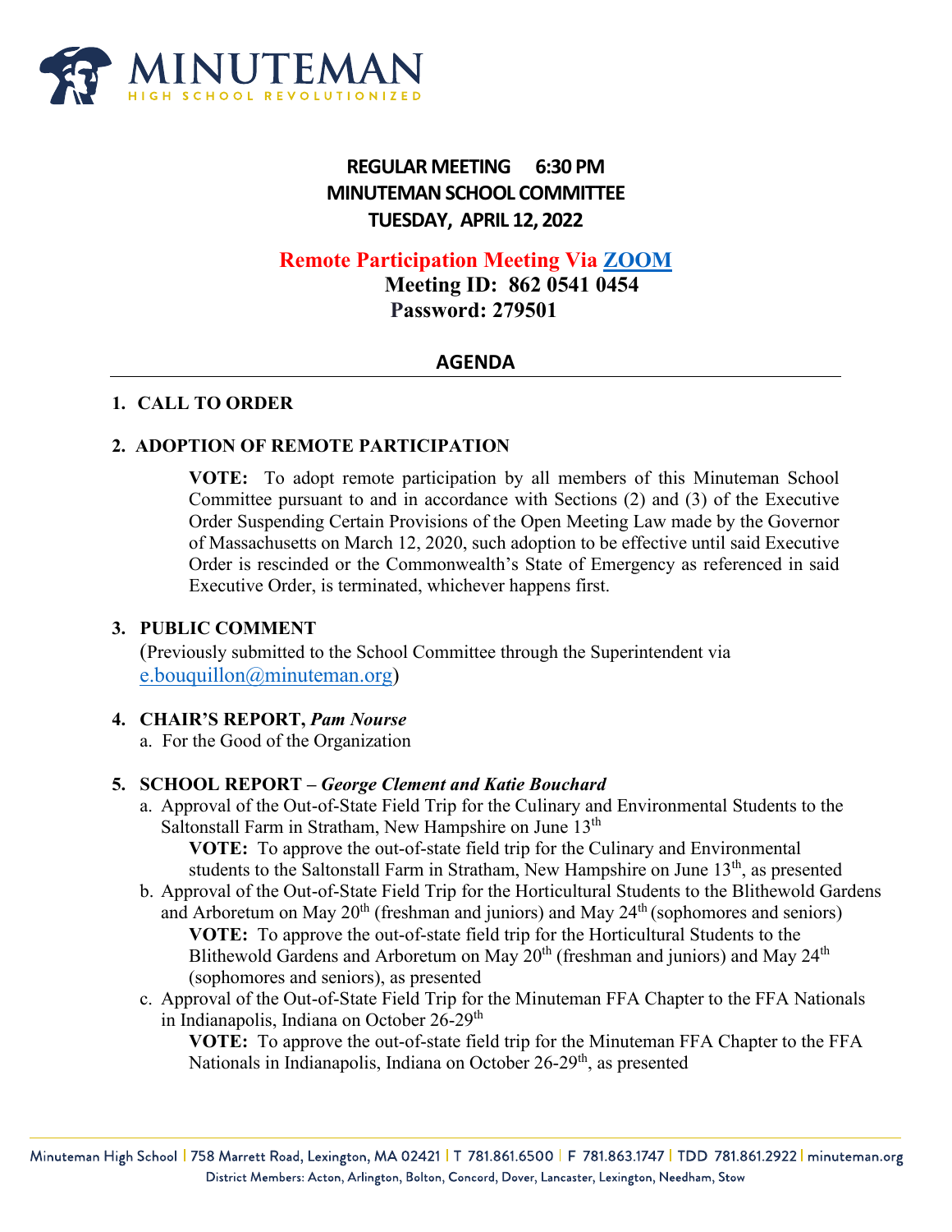MINUTEMAN
HIGH SCHOOL REVOLUTIONIZED

# REGULAR MEETING 6:30 PM
# MINUTEMAN SCHOOL COMMITTEE
# TUESDAY, APRIL 12, 2022

**Remote Participation Meeting Via [ZOOM]()**
**Meeting ID: 862 0541 0454**
**Password: 279501**

## AGENDA

**1. CALL TO ORDER**

**2. ADOPTION OF REMOTE PARTICIPATION**

**VOTE:** To adopt remote participation by all members of this Minuteman School Committee pursuant to and in accordance with Sections (2) and (3) of the Executive Order Suspending Certain Provisions of the Open Meeting Law made by the Governor of Massachusetts on March 12, 2020, such adoption to be effective until said Executive Order is rescinded or the Commonwealth's State of Emergency as referenced in said Executive Order, is terminated, whichever happens first.

**3. PUBLIC COMMENT**

(Previously submitted to the School Committee through the Superintendent via e.bouquillon@minuteman.org)

**4. CHAIR'S REPORT, *Pam Nourse***

a. For the Good of the Organization

**5. SCHOOL REPORT – *George Clement and Katie Bouchard***

a. Approval of the Out-of-State Field Trip for the Culinary and Environmental Students to the Saltonstall Farm in Stratham, New Hampshire on June 13th

**VOTE:** To approve the out-of-state field trip for the Culinary and Environmental students to the Saltonstall Farm in Stratham, New Hampshire on June 13th, as presented

b. Approval of the Out-of-State Field Trip for the Horticultural Students to the Blithewold Gardens and Arboretum on May 20th (freshman and juniors) and May 24th (sophomores and seniors)

**VOTE:** To approve the out-of-state field trip for the Horticultural Students to the Blithewold Gardens and Arboretum on May 20th (freshman and juniors) and May 24th (sophomores and seniors), as presented

c. Approval of the Out-of-State Field Trip for the Minuteman FFA Chapter to the FFA Nationals in Indianapolis, Indiana on October 26-29th

**VOTE:** To approve the out-of-state field trip for the Minuteman FFA Chapter to the FFA Nationals in Indianapolis, Indiana on October 26-29th, as presented

Minuteman High School | 758 Marrett Road, Lexington, MA 02421 | T 781.861.6500 | F 781.863.1747 | TDD 781.861.2922 | minuteman.org
District Members: Acton, Arlington, Bolton, Concord, Dover, Lancaster, Lexington, Needham, Stow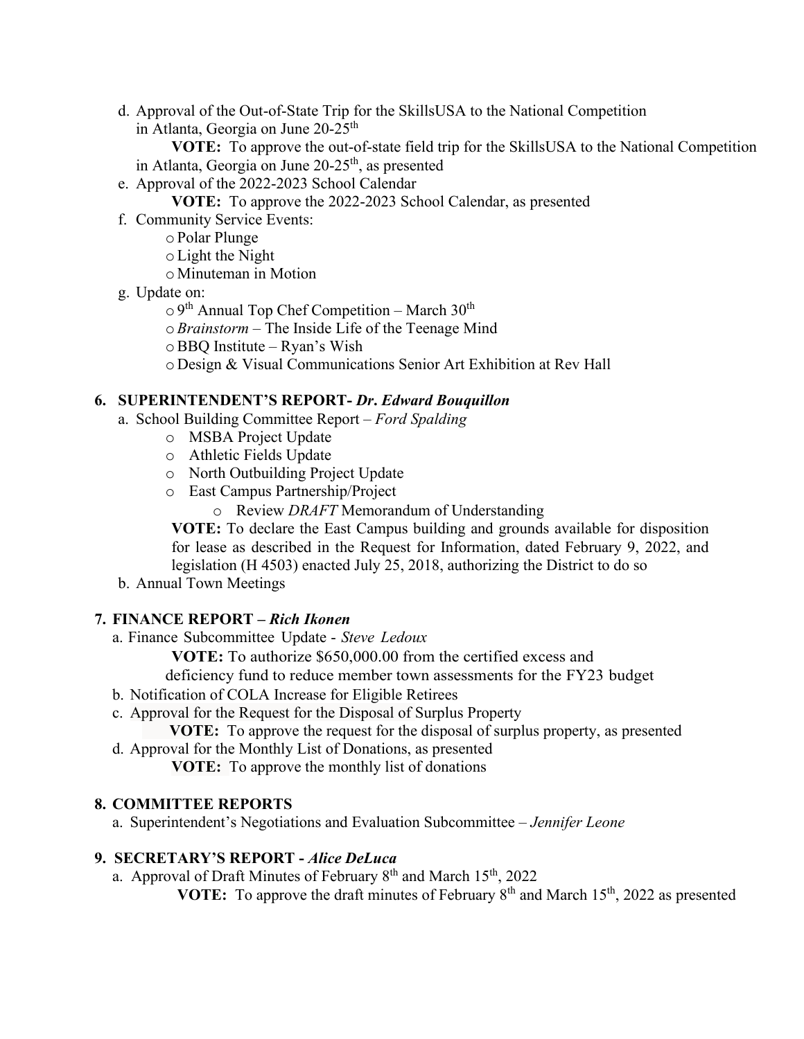d. Approval of the Out-of-State Trip for the SkillsUSA to the National Competition in Atlanta, Georgia on June 20-25th

   **VOTE:** To approve the out-of-state field trip for the SkillsUSA to the National Competition in Atlanta, Georgia on June 20-25th, as presented

e. Approval of the 2022-2023 School Calendar

   **VOTE:** To approve the 2022-2023 School Calendar, as presented

f. Community Service Events:
   - Polar Plunge
   - Light the Night
   - Minuteman in Motion

g. Update on:
   - 9th Annual Top Chef Competition – March 30th
   - *Brainstorm* – The Inside Life of the Teenage Mind
   - BBQ Institute – Ryan's Wish
   - Design & Visual Communications Senior Art Exhibition at Rev Hall

## 6. SUPERINTENDENT'S REPORT- *Dr. Edward Bouquillon*

a. School Building Committee Report – *Ford Spalding*
   - MSBA Project Update
   - Athletic Fields Update
   - North Outbuilding Project Update
   - East Campus Partnership/Project
     - Review *DRAFT* Memorandum of Understanding

   **VOTE:** To declare the East Campus building and grounds available for disposition for lease as described in the Request for Information, dated February 9, 2022, and legislation (H 4503) enacted July 25, 2018, authorizing the District to do so

b. Annual Town Meetings

## 7. FINANCE REPORT – *Rich Ikonen*

a. Finance Subcommittee Update - *Steve Ledoux*

   **VOTE:** To authorize $650,000.00 from the certified excess and deficiency fund to reduce member town assessments for the FY23 budget

b. Notification of COLA Increase for Eligible Retirees

c. Approval for the Request for the Disposal of Surplus Property

   **VOTE:** To approve the request for the disposal of surplus property, as presented

d. Approval for the Monthly List of Donations, as presented

   **VOTE:** To approve the monthly list of donations

## 8. COMMITTEE REPORTS

a. Superintendent's Negotiations and Evaluation Subcommittee – *Jennifer Leone*

## 9. SECRETARY'S REPORT - *Alice DeLuca*

a. Approval of Draft Minutes of February 8th and March 15th, 2022

   **VOTE:** To approve the draft minutes of February 8th and March 15th, 2022 as presented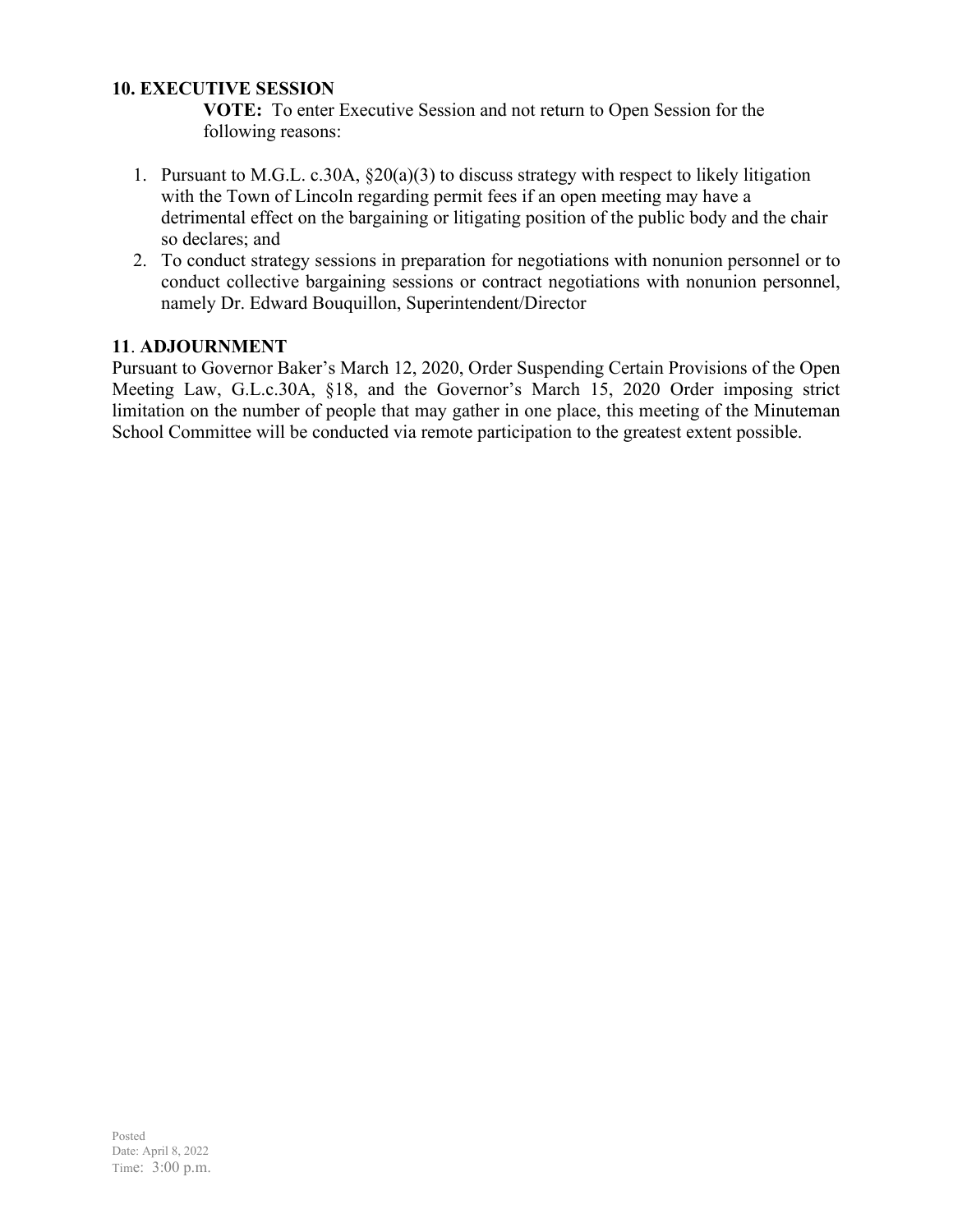**10. EXECUTIVE SESSION**

**VOTE:** To enter Executive Session and not return to Open Session for the following reasons:

1. Pursuant to M.G.L. c.30A, §20(a)(3) to discuss strategy with respect to likely litigation with the Town of Lincoln regarding permit fees if an open meeting may have a detrimental effect on the bargaining or litigating position of the public body and the chair so declares; and
2. To conduct strategy sessions in preparation for negotiations with nonunion personnel or to conduct collective bargaining sessions or contract negotiations with nonunion personnel, namely Dr. Edward Bouquillon, Superintendent/Director

**11. ADJOURNMENT**

Pursuant to Governor Baker's March 12, 2020, Order Suspending Certain Provisions of the Open Meeting Law, G.L.c.30A, §18, and the Governor's March 15, 2020 Order imposing strict limitation on the number of people that may gather in one place, this meeting of the Minuteman School Committee will be conducted via remote participation to the greatest extent possible.

Posted
Date: April 8, 2022
Time: 3:00 p.m.